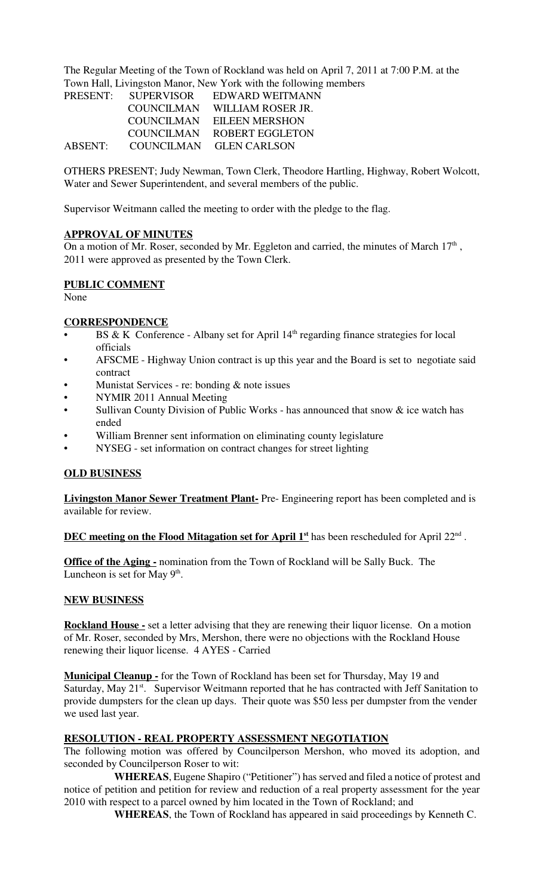The Regular Meeting of the Town of Rockland was held on April 7, 2011 at 7:00 P.M. at the Town Hall, Livingston Manor, New York with the following members

| | | |
|---|---|---|
| PRESENT: | SUPERVISOR | EDWARD WEITMANN |
| | COUNCILMAN | WILLIAM ROSER JR. |
| | COUNCILMAN | EILEEN MERSHON |
| | COUNCILMAN | ROBERT EGGLETON |
| ABSENT: | COUNCILMAN | GLEN CARLSON |

OTHERS PRESENT; Judy Newman, Town Clerk, Theodore Hartling, Highway, Robert Wolcott, Water and Sewer Superintendent, and several members of the public.

Supervisor Weitmann called the meeting to order with the pledge to the flag.

**APPROVAL OF MINUTES**

On a motion of Mr. Roser, seconded by Mr. Eggleton and carried, the minutes of March 17th, 2011 were approved as presented by the Town Clerk.

**PUBLIC COMMENT**

None

**CORRESPONDENCE**

- BS & K Conference - Albany set for April 14th regarding finance strategies for local officials
- AFSCME - Highway Union contract is up this year and the Board is set to negotiate said contract
- Munistat Services - re: bonding & note issues
- NYMIR 2011 Annual Meeting
- Sullivan County Division of Public Works - has announced that snow & ice watch has ended
- William Brenner sent information on eliminating county legislature
- NYSEG - set information on contract changes for street lighting

**OLD BUSINESS**

**Livingston Manor Sewer Treatment Plant-** Pre- Engineering report has been completed and is available for review.

**DEC meeting on the Flood Mitagation set for April 1st** has been rescheduled for April 22nd.

**Office of the Aging -** nomination from the Town of Rockland will be Sally Buck. The Luncheon is set for May 9th.

**NEW BUSINESS**

**Rockland House -** set a letter advising that they are renewing their liquor license. On a motion of Mr. Roser, seconded by Mrs, Mershon, there were no objections with the Rockland House renewing their liquor license. 4 AYES - Carried

**Municipal Cleanup -** for the Town of Rockland has been set for Thursday, May 19 and Saturday, May 21st. Supervisor Weitmann reported that he has contracted with Jeff Sanitation to provide dumpsters for the clean up days. Their quote was $50 less per dumpster from the vender we used last year.

**RESOLUTION - REAL PROPERTY ASSESSMENT NEGOTIATION**

The following motion was offered by Councilperson Mershon, who moved its adoption, and seconded by Councilperson Roser to wit:

**WHEREAS**, Eugene Shapiro ("Petitioner") has served and filed a notice of protest and notice of petition and petition for review and reduction of a real property assessment for the year 2010 with respect to a parcel owned by him located in the Town of Rockland; and

**WHEREAS**, the Town of Rockland has appeared in said proceedings by Kenneth C.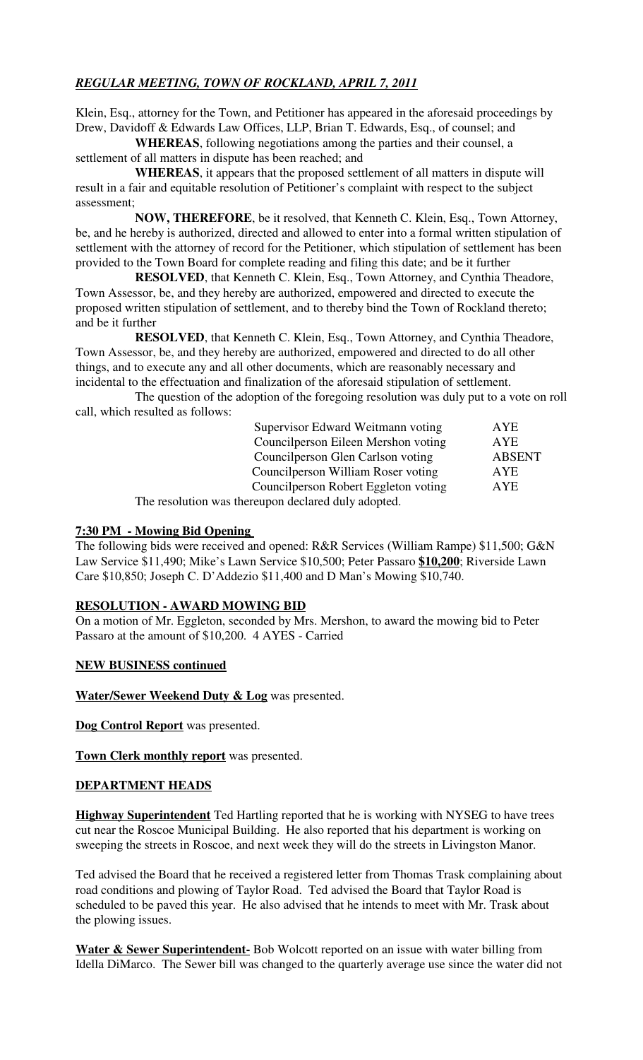Klein, Esq., attorney for the Town, and Petitioner has appeared in the aforesaid proceedings by Drew, Davidoff & Edwards Law Offices, LLP, Brian T. Edwards, Esq., of counsel; and

**WHEREAS**, following negotiations among the parties and their counsel, a settlement of all matters in dispute has been reached; and

**WHEREAS**, it appears that the proposed settlement of all matters in dispute will result in a fair and equitable resolution of Petitioner's complaint with respect to the subject assessment;

**NOW, THEREFORE**, be it resolved, that Kenneth C. Klein, Esq., Town Attorney, be, and he hereby is authorized, directed and allowed to enter into a formal written stipulation of settlement with the attorney of record for the Petitioner, which stipulation of settlement has been provided to the Town Board for complete reading and filing this date; and be it further

**RESOLVED**, that Kenneth C. Klein, Esq., Town Attorney, and Cynthia Theadore, Town Assessor, be, and they hereby are authorized, empowered and directed to execute the proposed written stipulation of settlement, and to thereby bind the Town of Rockland thereto; and be it further

**RESOLVED**, that Kenneth C. Klein, Esq., Town Attorney, and Cynthia Theadore, Town Assessor, be, and they hereby are authorized, empowered and directed to do all other things, and to execute any and all other documents, which are reasonably necessary and incidental to the effectuation and finalization of the aforesaid stipulation of settlement.

The question of the adoption of the foregoing resolution was duly put to a vote on roll call, which resulted as follows:

| | |
|---|---|
| Supervisor Edward Weitmann voting | AYE |
| Councilperson Eileen Mershon voting | AYE |
| Councilperson Glen Carlson voting | ABSENT |
| Councilperson William Roser voting | AYE |
| Councilperson Robert Eggleton voting | AYE |

The resolution was thereupon declared duly adopted.

**7:30 PM - Mowing Bid Opening**

The following bids were received and opened: R&R Services (William Rampe) $11,500; G&N Law Service $11,490; Mike's Lawn Service $10,500; Peter Passaro **$10,200**; Riverside Lawn Care $10,850; Joseph C. D'Addezio $11,400 and D Man's Mowing $10,740.

**RESOLUTION - AWARD MOWING BID**

On a motion of Mr. Eggleton, seconded by Mrs. Mershon, to award the mowing bid to Peter Passaro at the amount of $10,200. 4 AYES - Carried

**NEW BUSINESS continued**

**Water/Sewer Weekend Duty & Log** was presented.

**Dog Control Report** was presented.

**Town Clerk monthly report** was presented.

**DEPARTMENT HEADS**

**Highway Superintendent** Ted Hartling reported that he is working with NYSEG to have trees cut near the Roscoe Municipal Building. He also reported that his department is working on sweeping the streets in Roscoe, and next week they will do the streets in Livingston Manor.

Ted advised the Board that he received a registered letter from Thomas Trask complaining about road conditions and plowing of Taylor Road. Ted advised the Board that Taylor Road is scheduled to be paved this year. He also advised that he intends to meet with Mr. Trask about the plowing issues.

**Water & Sewer Superintendent-** Bob Wolcott reported on an issue with water billing from Idella DiMarco. The Sewer bill was changed to the quarterly average use since the water did not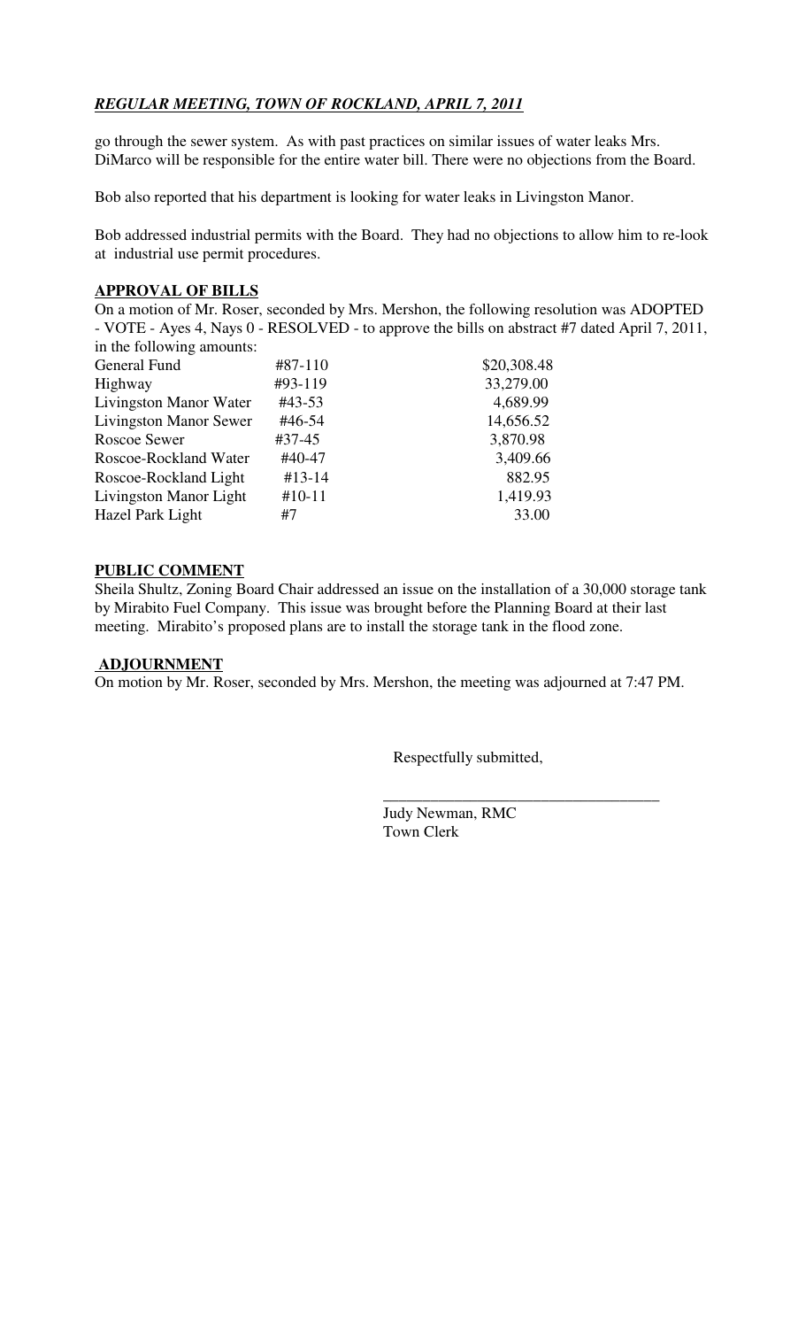***REGULAR MEETING, TOWN OF ROCKLAND, APRIL 7, 2011***

go through the sewer system. As with past practices on similar issues of water leaks Mrs. DiMarco will be responsible for the entire water bill. There were no objections from the Board.

Bob also reported that his department is looking for water leaks in Livingston Manor.

Bob addressed industrial permits with the Board. They had no objections to allow him to re-look at industrial use permit procedures.

**APPROVAL OF BILLS**

On a motion of Mr. Roser, seconded by Mrs. Mershon, the following resolution was ADOPTED - VOTE - Ayes 4, Nays 0 - RESOLVED - to approve the bills on abstract #7 dated April 7, 2011, in the following amounts:

| | | |
|---|---|---|
| General Fund | #87-110 | $20,308.48 |
| Highway | #93-119 | 33,279.00 |
| Livingston Manor Water | #43-53 | 4,689.99 |
| Livingston Manor Sewer | #46-54 | 14,656.52 |
| Roscoe Sewer | #37-45 | 3,870.98 |
| Roscoe-Rockland Water | #40-47 | 3,409.66 |
| Roscoe-Rockland Light | #13-14 | 882.95 |
| Livingston Manor Light | #10-11 | 1,419.93 |
| Hazel Park Light | #7 | 33.00 |

**PUBLIC COMMENT**

Sheila Shultz, Zoning Board Chair addressed an issue on the installation of a 30,000 storage tank by Mirabito Fuel Company. This issue was brought before the Planning Board at their last meeting. Mirabito's proposed plans are to install the storage tank in the flood zone.

**ADJOURNMENT**

On motion by Mr. Roser, seconded by Mrs. Mershon, the meeting was adjourned at 7:47 PM.

Respectfully submitted,

___________________________________

Judy Newman, RMC
Town Clerk